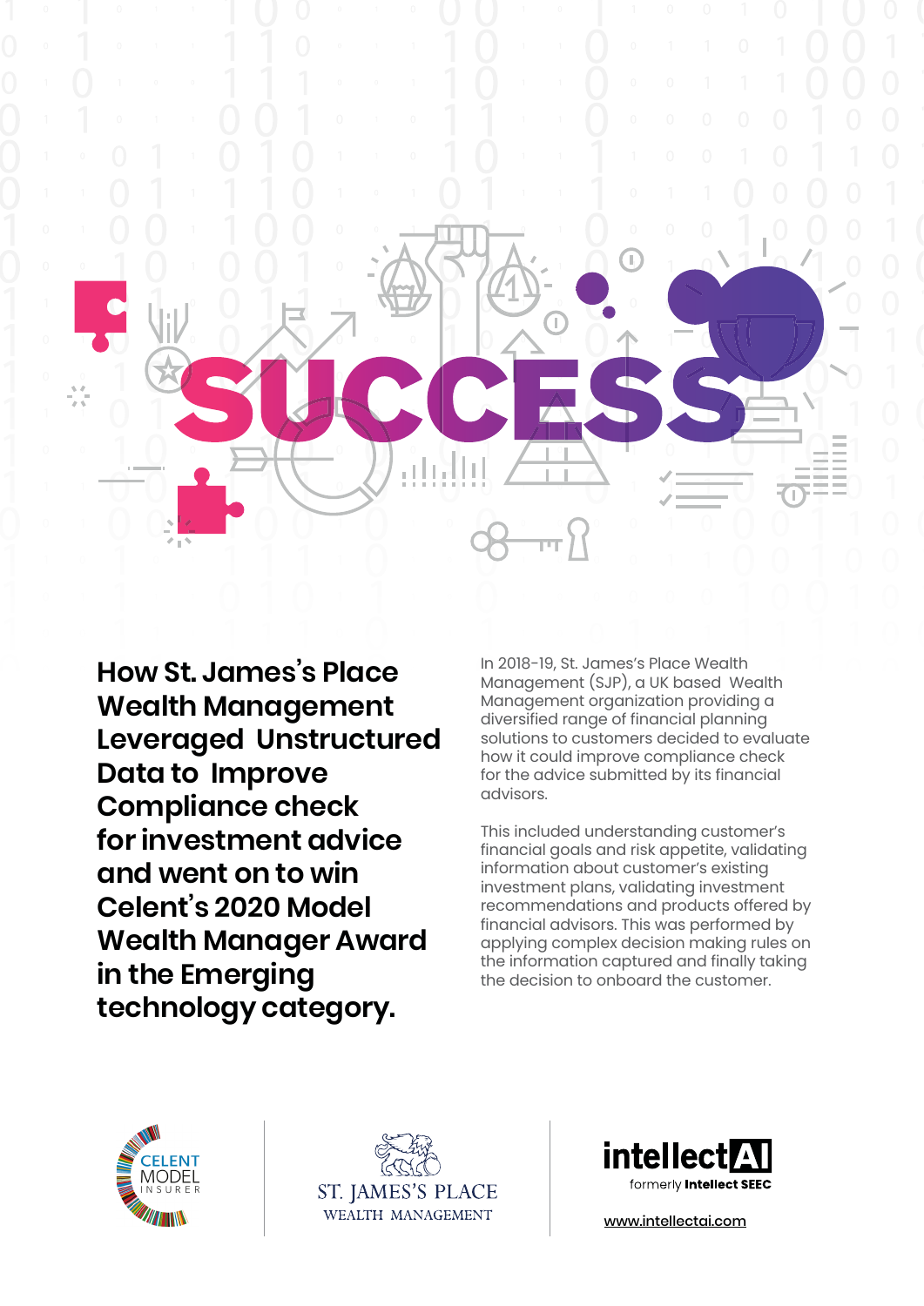# SUCCESS

# How St. James's Place Wealth Management Leveraged Unstructured Data to Improve Compliance check for investment advice and went on to win Celent's 2020 Model Wealth Manager Award in the Emerging technology category.

In 2018-19, St. James's Place Wealth Management (SJP), a UK based Wealth Management organization providing a diversified range of financial planning solutions to customers decided to evaluate how it could improve compliance check for the advice submitted by its financial advisors.

This included understanding customer's financial goals and risk appetite, validating information about customer's existing investment plans, validating investment recommendations and products offered by financial advisors. This was performed by applying complex decision making rules on the information captured and finally taking the decision to onboard the customer.

CELENT MODEL INSURER

ST. JAMES'S PLACE WEALTH MANAGEMENT

intellectAI formerly Intellect SEEC

www.intellectai.com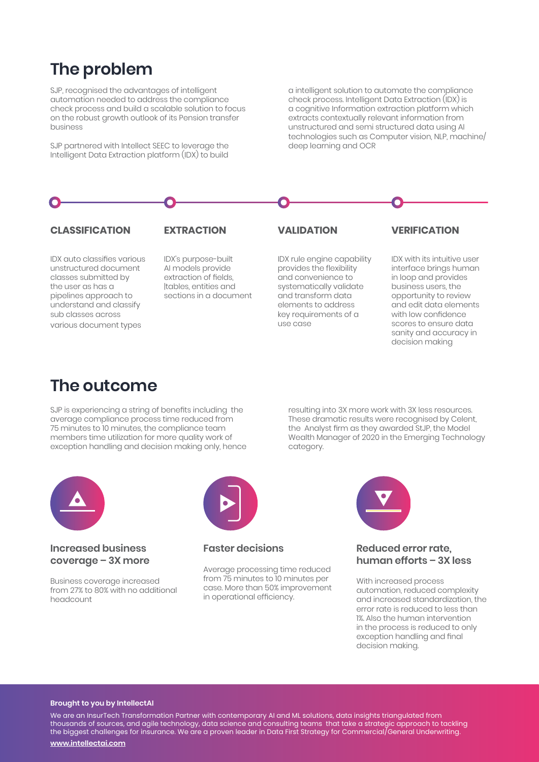# The problem

SJP, recognised the advantages of intelligent automation needed to address the compliance check process and build a scalable solution to focus on the robust growth outlook of its Pension transfer business

SJP partnered with Intellect SEEC to leverage the Intelligent Data Extraction platform (IDX) to build a intelligent solution to automate the compliance check process. Intelligent Data Extraction (IDX) is a cognitive Information extraction platform which extracts contextually relevant information from unstructured and semi structured data using AI technologies such as Computer vision, NLP, machine/deep learning and OCR

### CLASSIFICATION

IDX auto classifies various unstructured document classes submitted by the user as has a pipelines approach to understand and classify sub classes across various document types

### EXTRACTION

IDX's purpose-built AI models provide extraction of fields, |tables, entities and sections in a document

### VALIDATION

IDX rule engine capability provides the flexibility and convenience to systematically validate and transform data elements to address key requirements of a use case

### VERIFICATION

IDX with its intuitive user interface brings human in loop and provides business users, the opportunity to review and edit data elements with low confidence scores to ensure data sanity and accuracy in decision making

# The outcome

SJP is experiencing a string of benefits including the average compliance process time reduced from 75 minutes to 10 minutes, the compliance team members time utilization for more quality work of exception handling and decision making only, hence resulting into 3X more work with 3X less resources. These dramatic results were recognised by Celent, the Analyst firm as they awarded StJP, the Model Wealth Manager of 2020 in the Emerging Technology category.

### Increased business coverage – 3X more

Business coverage increased from 27% to 80% with no additional headcount

### Faster decisions

Average processing time reduced from 75 minutes to 10 minutes per case. More than 50% improvement in operational efficiency.

### Reduced error rate, human efforts – 3X less

With increased process automation, reduced complexity and increased standardization, the error rate is reduced to less than 1%. Also the human intervention in the process is reduced to only exception handling and final decision making.

**Brought to you by IntellectAI**

We are an InsurTech Transformation Partner with contemporary AI and ML solutions, data insights triangulated from thousands of sources, and agile technology, data science and consulting teams that take a strategic approach to tackling the biggest challenges for insurance. We are a proven leader in Data First Strategy for Commercial/General Underwriting.

**www.intellectai.com**